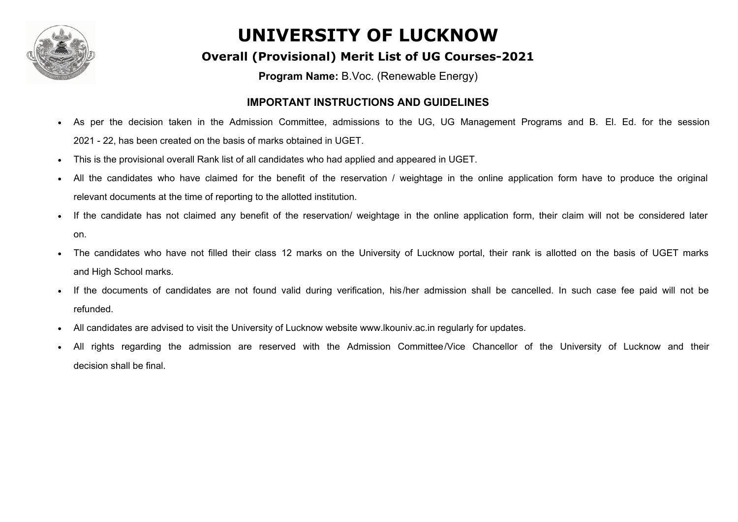# UNIVERSITY OF LUCKNOW

## Overall (Provisional) Merit List of UG Courses-2021

**Program Name:** B.Voc. (Renewable Energy)

### IMPORTANT INSTRUCTIONS AND GUIDELINES

- As per the decision taken in the Admission Committee, admissions to the UG, UG Management Programs and B. El. Ed. for the session 2021 - 22, has been created on the basis of marks obtained in UGET.
- This is the provisional overall Rank list of all candidates who had applied and appeared in UGET.
- All the candidates who have claimed for the benefit of the reservation / weightage in the online application form have to produce the original relevant documents at the time of reporting to the allotted institution.
- If the candidate has not claimed any benefit of the reservation/ weightage in the online application form, their claim will not be considered later on.
- The candidates who have not filled their class 12 marks on the University of Lucknow portal, their rank is allotted on the basis of UGET marks and High School marks.
- If the documents of candidates are not found valid during verification, his/her admission shall be cancelled. In such case fee paid will not be refunded.
- All candidates are advised to visit the University of Lucknow website www.lkouniv.ac.in regularly for updates.
- All rights regarding the admission are reserved with the Admission Committee/Vice Chancellor of the University of Lucknow and their decision shall be final.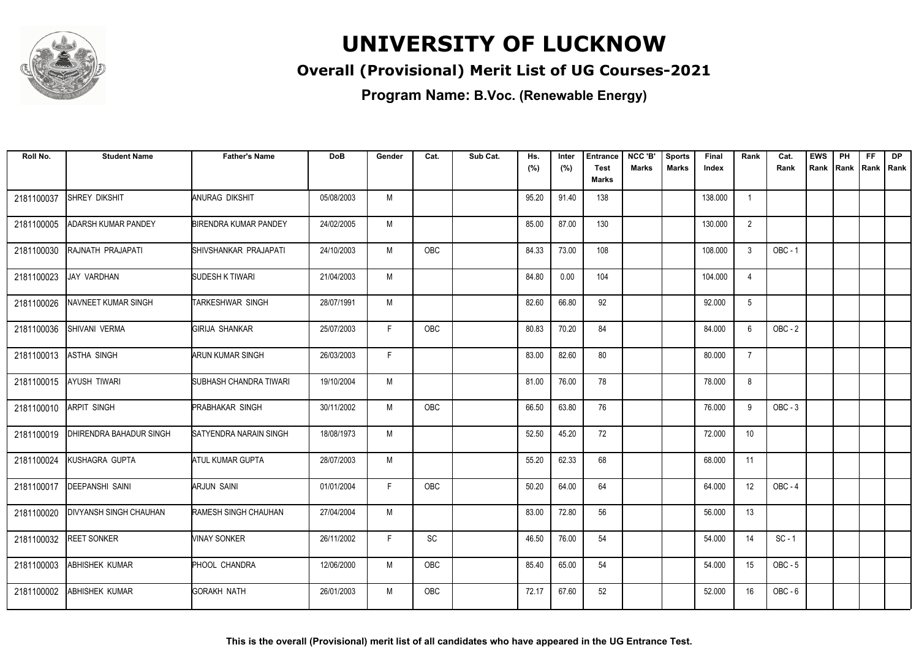# UNIVERSITY OF LUCKNOW

## Overall (Provisional) Merit List of UG Courses-2021

### Program Name: B.Voc. (Renewable Energy)

| Roll No. | Student Name | Father's Name | DoB | Gender | Cat. | Sub Cat. | Hs. (%) | Inter (%) | Entrance Test Marks | NCC 'B' Marks | Sports Marks | Final Index | Rank | Cat. Rank | EWS Rank | PH Rank | FF Rank | DP Rank |
|---|---|---|---|---|---|---|---|---|---|---|---|---|---|---|---|---|---|---|
| 2181100037 | SHREY DIKSHIT | ANURAG DIKSHIT | 05/08/2003 | M | | | 95.20 | 91.40 | 138 | | | 138.000 | 1 | | | | | |
| 2181100005 | ADARSH KUMAR PANDEY | BIRENDRA KUMAR PANDEY | 24/02/2005 | M | | | 85.00 | 87.00 | 130 | | | 130.000 | 2 | | | | | |
| 2181100030 | RAJNATH PRAJAPATI | SHIVSHANKAR PRAJAPATI | 24/10/2003 | M | OBC | | 84.33 | 73.00 | 108 | | | 108.000 | 3 | OBC - 1 | | | | |
| 2181100023 | JAY VARDHAN | SUDESH K TIWARI | 21/04/2003 | M | | | 84.80 | 0.00 | 104 | | | 104.000 | 4 | | | | | |
| 2181100026 | NAVNEET KUMAR SINGH | TARKESHWAR SINGH | 28/07/1991 | M | | | 82.60 | 66.80 | 92 | | | 92.000 | 5 | | | | | |
| 2181100036 | SHIVANI VERMA | GIRIJA SHANKAR | 25/07/2003 | F | OBC | | 80.83 | 70.20 | 84 | | | 84.000 | 6 | OBC - 2 | | | | |
| 2181100013 | ASTHA SINGH | ARUN KUMAR SINGH | 26/03/2003 | F | | | 83.00 | 82.60 | 80 | | | 80.000 | 7 | | | | | |
| 2181100015 | AYUSH TIWARI | SUBHASH CHANDRA TIWARI | 19/10/2004 | M | | | 81.00 | 76.00 | 78 | | | 78.000 | 8 | | | | | |
| 2181100010 | ARPIT SINGH | PRABHAKAR SINGH | 30/11/2002 | M | OBC | | 66.50 | 63.80 | 76 | | | 76.000 | 9 | OBC - 3 | | | | |
| 2181100019 | DHIRENDRA BAHADUR SINGH | SATYENDRA NARAIN SINGH | 18/08/1973 | M | | | 52.50 | 45.20 | 72 | | | 72.000 | 10 | | | | | |
| 2181100024 | KUSHAGRA GUPTA | ATUL KUMAR GUPTA | 28/07/2003 | M | | | 55.20 | 62.33 | 68 | | | 68.000 | 11 | | | | | |
| 2181100017 | DEEPANSHI SAINI | ARJUN SAINI | 01/01/2004 | F | OBC | | 50.20 | 64.00 | 64 | | | 64.000 | 12 | OBC - 4 | | | | |
| 2181100020 | DIVYANSH SINGH CHAUHAN | RAMESH SINGH CHAUHAN | 27/04/2004 | M | | | 83.00 | 72.80 | 56 | | | 56.000 | 13 | | | | | |
| 2181100032 | REET SONKER | VINAY SONKER | 26/11/2002 | F | SC | | 46.50 | 76.00 | 54 | | | 54.000 | 14 | SC - 1 | | | | |
| 2181100003 | ABHISHEK KUMAR | PHOOL CHANDRA | 12/06/2000 | M | OBC | | 85.40 | 65.00 | 54 | | | 54.000 | 15 | OBC - 5 | | | | |
| 2181100002 | ABHISHEK KUMAR | GORAKH NATH | 26/01/2003 | M | OBC | | 72.17 | 67.60 | 52 | | | 52.000 | 16 | OBC - 6 | | | | |

**This is the overall (Provisional) merit list of all candidates who have appeared in the UG Entrance Test.**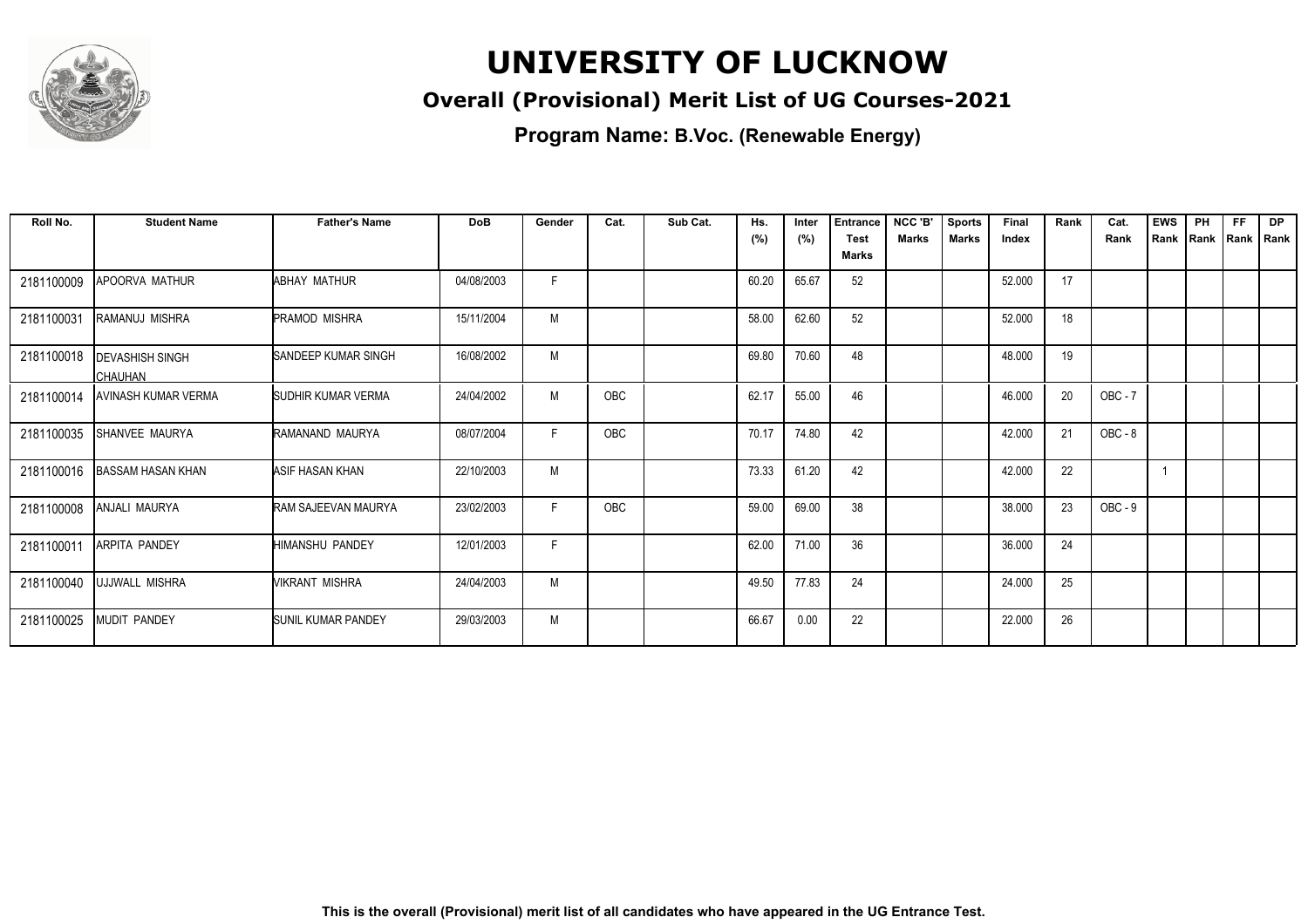# UNIVERSITY OF LUCKNOW

## Overall (Provisional) Merit List of UG Courses-2021

### Program Name: B.Voc. (Renewable Energy)

| Roll No. | Student Name | Father's Name | DoB | Gender | Cat. | Sub Cat. | Hs. (%) | Inter (%) | Entrance Test Marks | NCC 'B' Marks | Sports Marks | Final Index | Rank | Cat. Rank | EWS Rank | PH Rank | FF Rank | DP Rank |
|---|---|---|---|---|---|---|---|---|---|---|---|---|---|---|---|---|---|---|
| 2181100009 | APOORVA MATHUR | ABHAY MATHUR | 04/08/2003 | F | | | 60.20 | 65.67 | 52 | | | 52.000 | 17 | | | | | |
| 2181100031 | RAMANUJ MISHRA | PRAMOD MISHRA | 15/11/2004 | M | | | 58.00 | 62.60 | 52 | | | 52.000 | 18 | | | | | |
| 2181100018 | DEVASHISH SINGH CHAUHAN | SANDEEP KUMAR SINGH | 16/08/2002 | M | | | 69.80 | 70.60 | 48 | | | 48.000 | 19 | | | | | |
| 2181100014 | AVINASH KUMAR VERMA | SUDHIR KUMAR VERMA | 24/04/2002 | M | OBC | | 62.17 | 55.00 | 46 | | | 46.000 | 20 | OBC - 7 | | | | |
| 2181100035 | SHANVEE MAURYA | RAMANAND MAURYA | 08/07/2004 | F | OBC | | 70.17 | 74.80 | 42 | | | 42.000 | 21 | OBC - 8 | | | | |
| 2181100016 | BASSAM HASAN KHAN | ASIF HASAN KHAN | 22/10/2003 | M | | | 73.33 | 61.20 | 42 | | | 42.000 | 22 | | 1 | | | |
| 2181100008 | ANJALI MAURYA | RAM SAJEEVAN MAURYA | 23/02/2003 | F | OBC | | 59.00 | 69.00 | 38 | | | 38.000 | 23 | OBC - 9 | | | | |
| 2181100011 | ARPITA PANDEY | HIMANSHU PANDEY | 12/01/2003 | F | | | 62.00 | 71.00 | 36 | | | 36.000 | 24 | | | | | |
| 2181100040 | UJJWALL MISHRA | VIKRANT MISHRA | 24/04/2003 | M | | | 49.50 | 77.83 | 24 | | | 24.000 | 25 | | | | | |
| 2181100025 | MUDIT PANDEY | SUNIL KUMAR PANDEY | 29/03/2003 | M | | | 66.67 | 0.00 | 22 | | | 22.000 | 26 | | | | | |

**This is the overall (Provisional) merit list of all candidates who have appeared in the UG Entrance Test.**